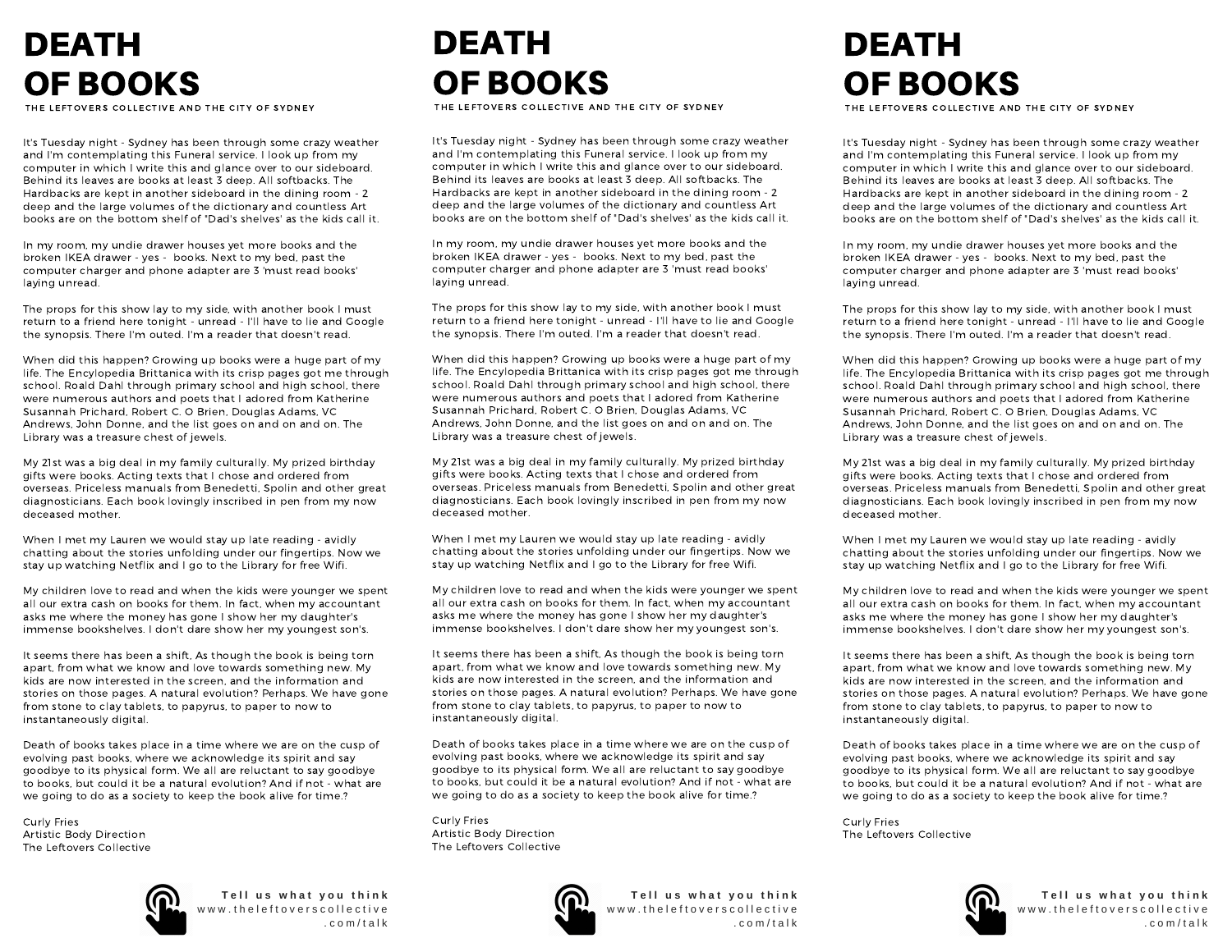# DEATH OF BOOKS

THE LEFTOVERS COLLECTIVE AND THE CITY OF SYDNEY

It's Tuesday night - Sydney has been through some crazy weather and I'm contemplating this Funeral service. I look up from my computer in which I write this and glance over to our sideboard. Behind its leaves are books at least 3 deep. All softbacks. The Hardbacks are kept in another sideboard in the dining room - 2 deep and the large volumes of the dictionary and countless Art books are on the bottom shelf of "Dad's shelves' as the kids call it.

In my room, my undie drawer houses yet more books and the broken IKEA drawer - yes - books. Next to my bed, past the computer charger and phone adapter are 3 'must read books' laying unread.

The props for this show lay to my side, with another book I must return to a friend here tonight - unread - I'll have to lie and Google the synopsis. There I'm outed. I'm a reader that doesn't read.

When did this happen? Growing up books were a huge part of my life. The Encylopedia Brittanica with its crisp pages got me through school. Roald Dahl through primary school and high school, there were numerous authors and poets that I adored from Katherine Susannah Prichard, Robert C. O Brien, Douglas Adams, VC Andrews, John Donne, and the list goes on and on and on. The Library was a treasure chest of jewels.

My 21st was a big deal in my family culturally. My prized birthday gifts were books. Acting texts that I chose and ordered from overseas. Priceless manuals from Benedetti, Spolin and other great diagnosticians. Each book lovingly inscribed in pen from my now deceased mother.

When I met my Lauren we would stay up late reading - avidly chatting about the stories unfolding under our fingertips. Now we stay up watching Netflix and I go to the Library for free Wifi.

My children love to read and when the kids were younger we spent all our extra cash on books for them. In fact, when my accountant asks me where the money has gone I show her my daughter's immense bookshelves. I don't dare show her my youngest son's.

It seems there has been a shift, As though the book is being torn apart, from what we know and love towards something new. My kids are now interested in the screen, and the information and stories on those pages. A natural evolution? Perhaps. We have gone from stone to clay tablets, to papyrus, to paper to now to instantaneously digital.

Death of books takes place in a time where we are on the cusp of evolving past books, where we acknowledge its spirit and say goodbye to its physical form. We all are reluctant to say goodbye to books, but could it be a natural evolution? And if not - what are we going to do as a society to keep the book alive for time.?

Curly Fries
Artistic Body Direction
The Leftovers Collective

**Tell us what you think**
www.theleftoverscollective.com/talk

# DEATH OF BOOKS

THE LEFTOVERS COLLECTIVE AND THE CITY OF SYDNEY

It's Tuesday night - Sydney has been through some crazy weather and I'm contemplating this Funeral service. I look up from my computer in which I write this and glance over to our sideboard. Behind its leaves are books at least 3 deep. All softbacks. The Hardbacks are kept in another sideboard in the dining room - 2 deep and the large volumes of the dictionary and countless Art books are on the bottom shelf of "Dad's shelves' as the kids call it.

In my room, my undie drawer houses yet more books and the broken IKEA drawer - yes - books. Next to my bed, past the computer charger and phone adapter are 3 'must read books' laying unread.

The props for this show lay to my side, with another book I must return to a friend here tonight - unread - I'll have to lie and Google the synopsis. There I'm outed. I'm a reader that doesn't read.

When did this happen? Growing up books were a huge part of my life. The Encylopedia Brittanica with its crisp pages got me through school. Roald Dahl through primary school and high school, there were numerous authors and poets that I adored from Katherine Susannah Prichard, Robert C. O Brien, Douglas Adams, VC Andrews, John Donne, and the list goes on and on and on. The Library was a treasure chest of jewels.

My 21st was a big deal in my family culturally. My prized birthday gifts were books. Acting texts that I chose and ordered from overseas. Priceless manuals from Benedetti, Spolin and other great diagnosticians. Each book lovingly inscribed in pen from my now deceased mother.

When I met my Lauren we would stay up late reading - avidly chatting about the stories unfolding under our fingertips. Now we stay up watching Netflix and I go to the Library for free Wifi.

My children love to read and when the kids were younger we spent all our extra cash on books for them. In fact, when my accountant asks me where the money has gone I show her my daughter's immense bookshelves. I don't dare show her my youngest son's.

It seems there has been a shift, As though the book is being torn apart, from what we know and love towards something new. My kids are now interested in the screen, and the information and stories on those pages. A natural evolution? Perhaps. We have gone from stone to clay tablets, to papyrus, to paper to now to instantaneously digital.

Death of books takes place in a time where we are on the cusp of evolving past books, where we acknowledge its spirit and say goodbye to its physical form. We all are reluctant to say goodbye to books, but could it be a natural evolution? And if not - what are we going to do as a society to keep the book alive for time.?

Curly Fries
Artistic Body Direction
The Leftovers Collective

**Tell us what you think**
www.theleftoverscollective.com/talk

# DEATH OF BOOKS

THE LEFTOVERS COLLECTIVE AND THE CITY OF SYDNEY

It's Tuesday night - Sydney has been through some crazy weather and I'm contemplating this Funeral service. I look up from my computer in which I write this and glance over to our sideboard. Behind its leaves are books at least 3 deep. All softbacks. The Hardbacks are kept in another sideboard in the dining room - 2 deep and the large volumes of the dictionary and countless Art books are on the bottom shelf of "Dad's shelves' as the kids call it.

In my room, my undie drawer houses yet more books and the broken IKEA drawer - yes - books. Next to my bed, past the computer charger and phone adapter are 3 'must read books' laying unread.

The props for this show lay to my side, with another book I must return to a friend here tonight - unread - I'll have to lie and Google the synopsis. There I'm outed. I'm a reader that doesn't read.

When did this happen? Growing up books were a huge part of my life. The Encylopedia Brittanica with its crisp pages got me through school. Roald Dahl through primary school and high school, there were numerous authors and poets that I adored from Katherine Susannah Prichard, Robert C. O Brien, Douglas Adams, VC Andrews, John Donne, and the list goes on and on and on. The Library was a treasure chest of jewels.

My 21st was a big deal in my family culturally. My prized birthday gifts were books. Acting texts that I chose and ordered from overseas. Priceless manuals from Benedetti, Spolin and other great diagnosticians. Each book lovingly inscribed in pen from my now deceased mother.

When I met my Lauren we would stay up late reading - avidly chatting about the stories unfolding under our fingertips. Now we stay up watching Netflix and I go to the Library for free Wifi.

My children love to read and when the kids were younger we spent all our extra cash on books for them. In fact, when my accountant asks me where the money has gone I show her my daughter's immense bookshelves. I don't dare show her my youngest son's.

It seems there has been a shift, As though the book is being torn apart, from what we know and love towards something new. My kids are now interested in the screen, and the information and stories on those pages. A natural evolution? Perhaps. We have gone from stone to clay tablets, to papyrus, to paper to now to instantaneously digital.

Death of books takes place in a time where we are on the cusp of evolving past books, where we acknowledge its spirit and say goodbye to its physical form. We all are reluctant to say goodbye to books, but could it be a natural evolution? And if not - what are we going to do as a society to keep the book alive for time.?

Curly Fries
The Leftovers Collective

**Tell us what you think**
www.theleftoverscollective.com/talk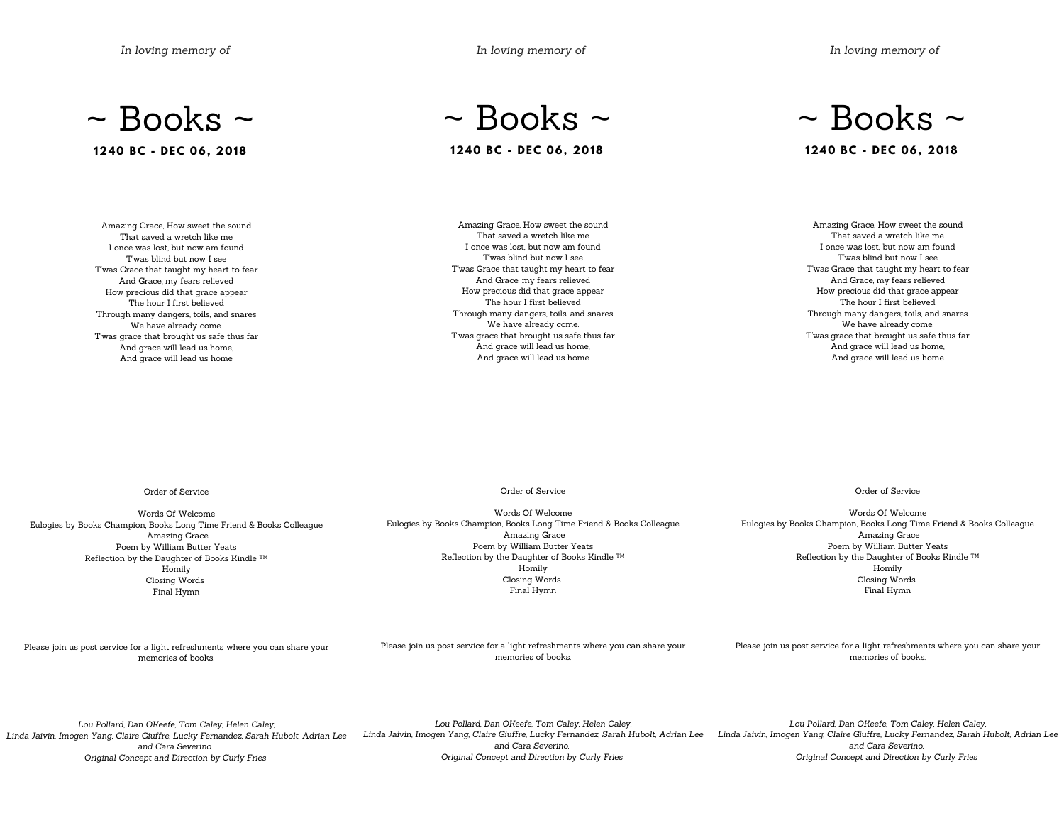*In loving memory of*

# ~ Books ~

**1240 BC - DEC 06, 2018**

Amazing Grace, How sweet the sound
That saved a wretch like me
I once was lost, but now am found
T'was blind but now I see
T'was Grace that taught my heart to fear
And Grace, my fears relieved
How precious did that grace appear
The hour I first believed
Through many dangers, toils, and snares
We have already come.
T'was grace that brought us safe thus far
And grace will lead us home,
And grace will lead us home

Order of Service

Words Of Welcome
Eulogies by Books Champion, Books Long Time Friend & Books Colleague
Amazing Grace
Poem by William Butter Yeats
Reflection by the Daughter of Books Kindle ™
Homily
Closing Words
Final Hymn

Please join us post service for a light refreshments where you can share your memories of books.

*Lou Pollard, Dan OKeefe, Tom Caley, Helen Caley,*
*Linda Jaivin, Imogen Yang, Claire Giuffre, Lucky Fernandez, Sarah Hubolt, Adrian Lee and Cara Severino.*
*Original Concept and Direction by Curly Fries*

*In loving memory of*

# ~ Books ~

**1240 BC - DEC 06, 2018**

Amazing Grace, How sweet the sound
That saved a wretch like me
I once was lost, but now am found
T'was blind but now I see
T'was Grace that taught my heart to fear
And Grace, my fears relieved
How precious did that grace appear
The hour I first believed
Through many dangers, toils, and snares
We have already come.
T'was grace that brought us safe thus far
And grace will lead us home,
And grace will lead us home

Order of Service

Words Of Welcome
Eulogies by Books Champion, Books Long Time Friend & Books Colleague
Amazing Grace
Poem by William Butter Yeats
Reflection by the Daughter of Books Kindle ™
Homily
Closing Words
Final Hymn

Please join us post service for a light refreshments where you can share your memories of books.

*Lou Pollard, Dan OKeefe, Tom Caley, Helen Caley,*
*Linda Jaivin, Imogen Yang, Claire Giuffre, Lucky Fernandez, Sarah Hubolt, Adrian Lee and Cara Severino.*
*Original Concept and Direction by Curly Fries*

*In loving memory of*

# ~ Books ~

**1240 BC - DEC 06, 2018**

Amazing Grace, How sweet the sound
That saved a wretch like me
I once was lost, but now am found
T'was blind but now I see
T'was Grace that taught my heart to fear
And Grace, my fears relieved
How precious did that grace appear
The hour I first believed
Through many dangers, toils, and snares
We have already come.
T'was grace that brought us safe thus far
And grace will lead us home,
And grace will lead us home

Order of Service

Words Of Welcome
Eulogies by Books Champion, Books Long Time Friend & Books Colleague
Amazing Grace
Poem by William Butter Yeats
Reflection by the Daughter of Books Kindle ™
Homily
Closing Words
Final Hymn

Please join us post service for a light refreshments where you can share your memories of books.

*Lou Pollard, Dan OKeefe, Tom Caley, Helen Caley,*
*Linda Jaivin, Imogen Yang, Claire Giuffre, Lucky Fernandez, Sarah Hubolt, Adrian Lee and Cara Severino.*
*Original Concept and Direction by Curly Fries*